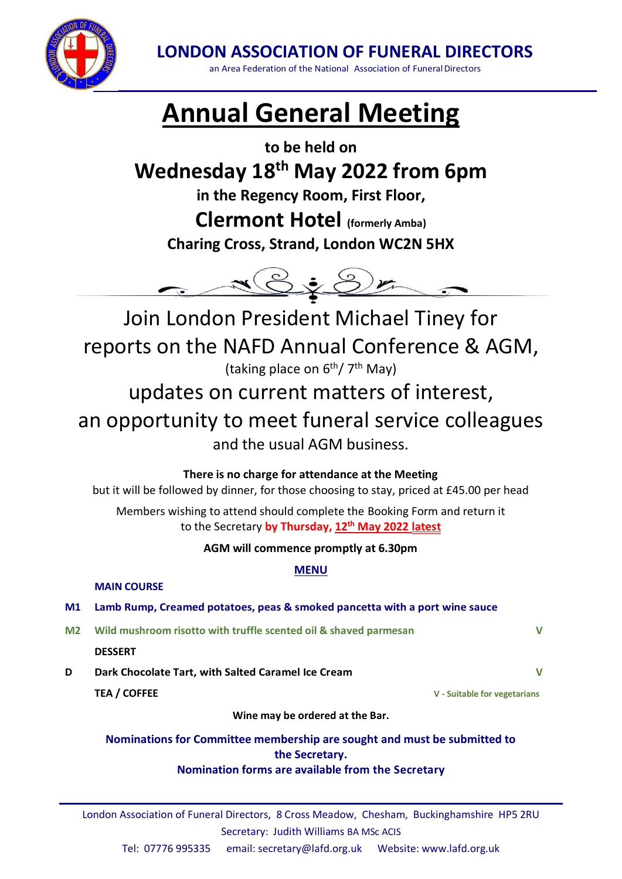**LONDON ASSOCIATION OF FUNERAL DIRECTORS**

an Area Federation of the National Association of Funeral Directors

# Annual General Meeting

**to be held on**

## Wednesday 18th May 2022 from 6pm

**in the Regency Room, First Floor,**

**Clermont Hotel (formerly Amba)**

**Charing Cross, Strand, London WC2N 5HX**

Join London President Michael Tiney for reports on the NAFD Annual Conference & AGM,

(taking place on 6th/ 7th May)

updates on current matters of interest,

an opportunity to meet funeral service colleagues

and the usual AGM business.

**There is no charge for attendance at the Meeting**

but it will be followed by dinner, for those choosing to stay, priced at £45.00 per head

Members wishing to attend should complete the Booking Form and return it to the Secretary **by Thursday, 12th May 2022 latest**

**AGM will commence promptly at 6.30pm**

**MENU**

**MAIN COURSE**

| | | |
|---|---|---|
| **M1** | **Lamb Rump, Creamed potatoes, peas & smoked pancetta with a port wine sauce** | |
| **M2** | **Wild mushroom risotto with truffle scented oil & shaved parmesan** | **V** |
| | **DESSERT** | |
| **D** | **Dark Chocolate Tart, with Salted Caramel Ice Cream** | **V** |
| | **TEA / COFFEE** | **V - Suitable for vegetarians** |

**Wine may be ordered at the Bar.**

**Nominations for Committee membership are sought and must be submitted to the Secretary.**
**Nomination forms are available from the Secretary**

London Association of Funeral Directors, 8 Cross Meadow, Chesham, Buckinghamshire HP5 2RU
Secretary: Judith Williams BA MSc ACIS
Tel: 07776 995335 email: secretary@lafd.org.uk Website: www.lafd.org.uk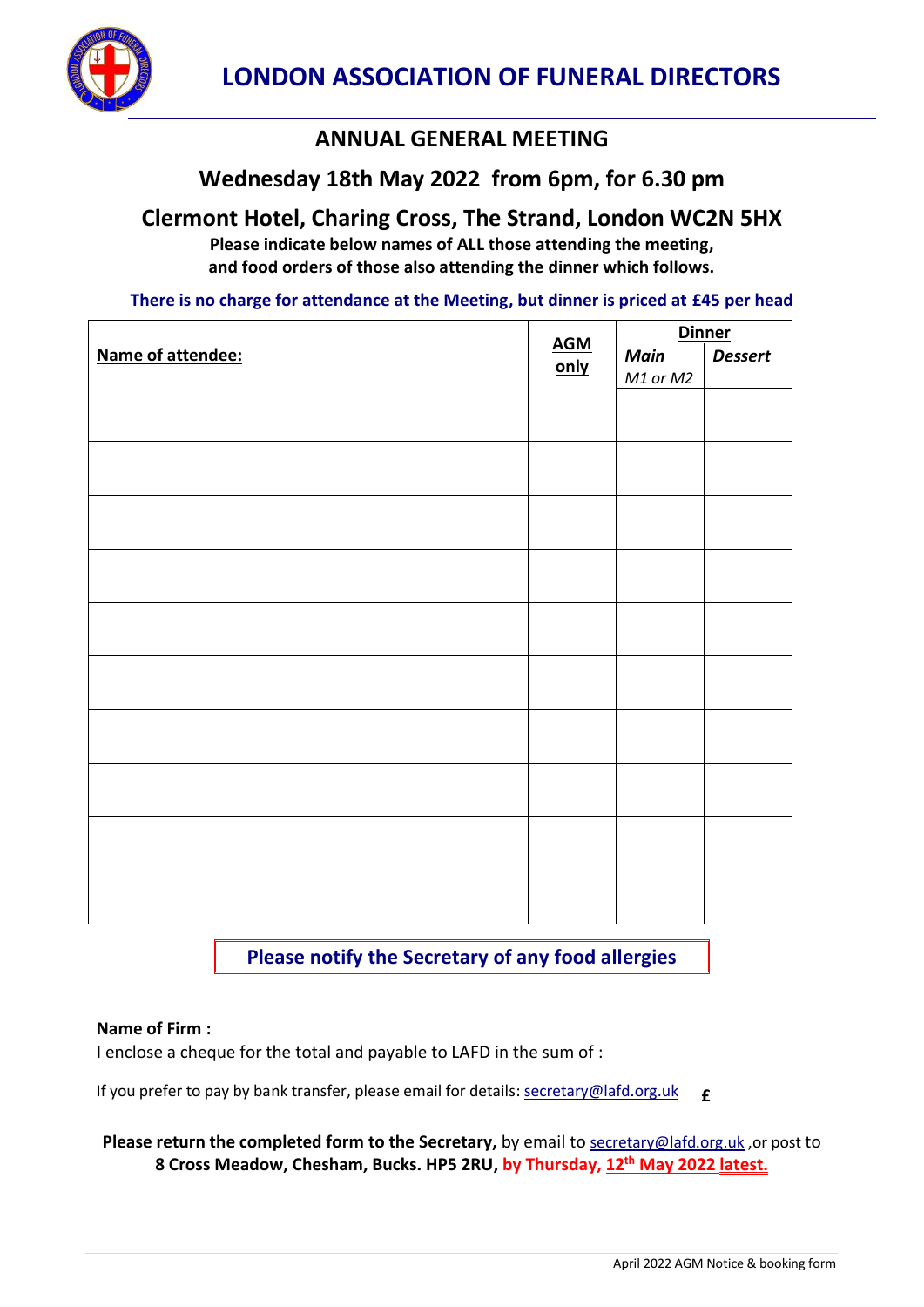# LONDON ASSOCIATION OF FUNERAL DIRECTORS

## ANNUAL GENERAL MEETING

### Wednesday 18th May 2022 from 6pm, for 6.30 pm

### Clermont Hotel, Charing Cross, The Strand, London WC2N 5HX

**Please indicate below names of ALL those attending the meeting, and food orders of those also attending the dinner which follows.**

**There is no charge for attendance at the Meeting, but dinner is priced at £45 per head**

| Name of attendee: | AGM only | Dinner | |
|---|---|---|---|
| | | ***Main*** *M1 or M2* | ***Dessert*** |
| | | | |
| | | | |
| | | | |
| | | | |
| | | | |
| | | | |
| | | | |
| | | | |
| | | | |
| | | | |

**Please notify the Secretary of any food allergies**

**Name of Firm :**

I enclose a cheque for the total and payable to LAFD in the sum of :

If you prefer to pay by bank transfer, please email for details: secretary@lafd.org.uk **£**

**Please return the completed form to the Secretary,** by email to secretary@lafd.org.uk ,or post to **8 Cross Meadow, Chesham, Bucks. HP5 2RU, by Thursday, 12th May 2022 latest.**

April 2022 AGM Notice & booking form